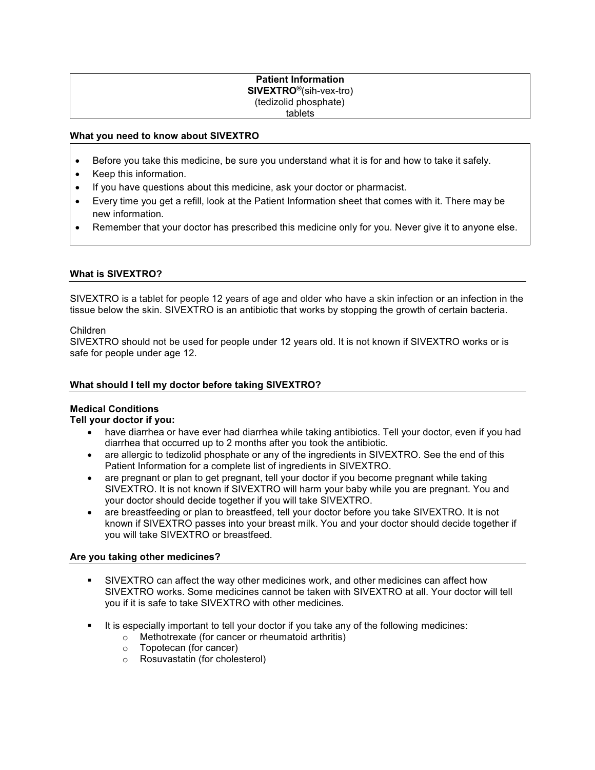**Patient Information**
**SIVEXTRO®**(sih-vex-tro)
(tedizolid phosphate)
tablets

### What you need to know about SIVEXTRO

- Before you take this medicine, be sure you understand what it is for and how to take it safely.
- Keep this information.
- If you have questions about this medicine, ask your doctor or pharmacist.
- Every time you get a refill, look at the Patient Information sheet that comes with it. There may be new information.
- Remember that your doctor has prescribed this medicine only for you. Never give it to anyone else.

### What is SIVEXTRO?

SIVEXTRO is a tablet for people 12 years of age and older who have a skin infection or an infection in the tissue below the skin. SIVEXTRO is an antibiotic that works by stopping the growth of certain bacteria.

Children
SIVEXTRO should not be used for people under 12 years old. It is not known if SIVEXTRO works or is safe for people under age 12.

### What should I tell my doctor before taking SIVEXTRO?

**Medical Conditions**
**Tell your doctor if you:**

- have diarrhea or have ever had diarrhea while taking antibiotics. Tell your doctor, even if you had diarrhea that occurred up to 2 months after you took the antibiotic.
- are allergic to tedizolid phosphate or any of the ingredients in SIVEXTRO. See the end of this Patient Information for a complete list of ingredients in SIVEXTRO.
- are pregnant or plan to get pregnant, tell your doctor if you become pregnant while taking SIVEXTRO. It is not known if SIVEXTRO will harm your baby while you are pregnant. You and your doctor should decide together if you will take SIVEXTRO.
- are breastfeeding or plan to breastfeed, tell your doctor before you take SIVEXTRO. It is not known if SIVEXTRO passes into your breast milk. You and your doctor should decide together if you will take SIVEXTRO or breastfeed.

### Are you taking other medicines?

- SIVEXTRO can affect the way other medicines work, and other medicines can affect how SIVEXTRO works. Some medicines cannot be taken with SIVEXTRO at all. Your doctor will tell you if it is safe to take SIVEXTRO with other medicines.
- It is especially important to tell your doctor if you take any of the following medicines:
  - Methotrexate (for cancer or rheumatoid arthritis)
  - Topotecan (for cancer)
  - Rosuvastatin (for cholesterol)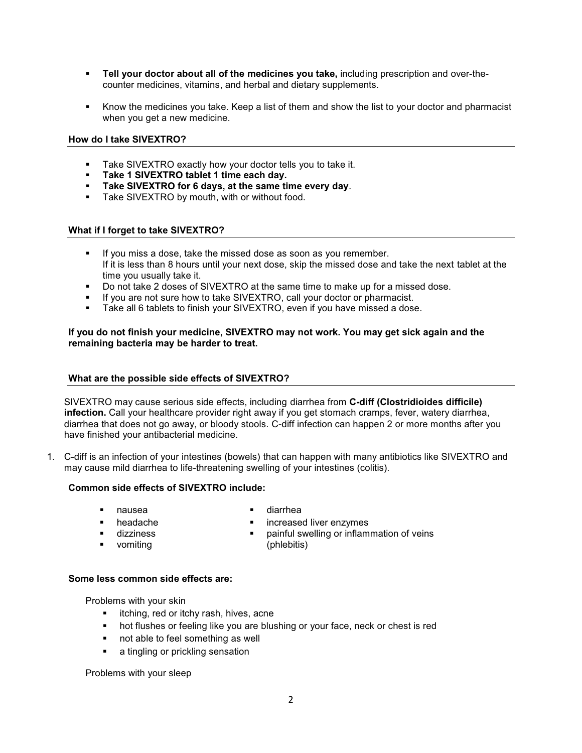- **Tell your doctor about all of the medicines you take,** including prescription and over-the-counter medicines, vitamins, and herbal and dietary supplements.

- Know the medicines you take. Keep a list of them and show the list to your doctor and pharmacist when you get a new medicine.

### How do I take SIVEXTRO?

- Take SIVEXTRO exactly how your doctor tells you to take it.
- **Take 1 SIVEXTRO tablet 1 time each day.**
- **Take SIVEXTRO for 6 days, at the same time every day**.
- Take SIVEXTRO by mouth, with or without food.

### What if I forget to take SIVEXTRO?

- If you miss a dose, take the missed dose as soon as you remember.
  If it is less than 8 hours until your next dose, skip the missed dose and take the next tablet at the time you usually take it.
- Do not take 2 doses of SIVEXTRO at the same time to make up for a missed dose.
- If you are not sure how to take SIVEXTRO, call your doctor or pharmacist.
- Take all 6 tablets to finish your SIVEXTRO, even if you have missed a dose.

**If you do not finish your medicine, SIVEXTRO may not work. You may get sick again and the remaining bacteria may be harder to treat.**

### What are the possible side effects of SIVEXTRO?

SIVEXTRO may cause serious side effects, including diarrhea from **C-diff (Clostridioides difficile) infection.** Call your healthcare provider right away if you get stomach cramps, fever, watery diarrhea, diarrhea that does not go away, or bloody stools. C-diff infection can happen 2 or more months after you have finished your antibacterial medicine.

1. C-diff is an infection of your intestines (bowels) that can happen with many antibiotics like SIVEXTRO and may cause mild diarrhea to life-threatening swelling of your intestines (colitis).

**Common side effects of SIVEXTRO include:**

- nausea
- headache
- dizziness
- vomiting
- diarrhea
- increased liver enzymes
- painful swelling or inflammation of veins (phlebitis)

**Some less common side effects are:**

Problems with your skin

- itching, red or itchy rash, hives, acne
- hot flushes or feeling like you are blushing or your face, neck or chest is red
- not able to feel something as well
- a tingling or prickling sensation

Problems with your sleep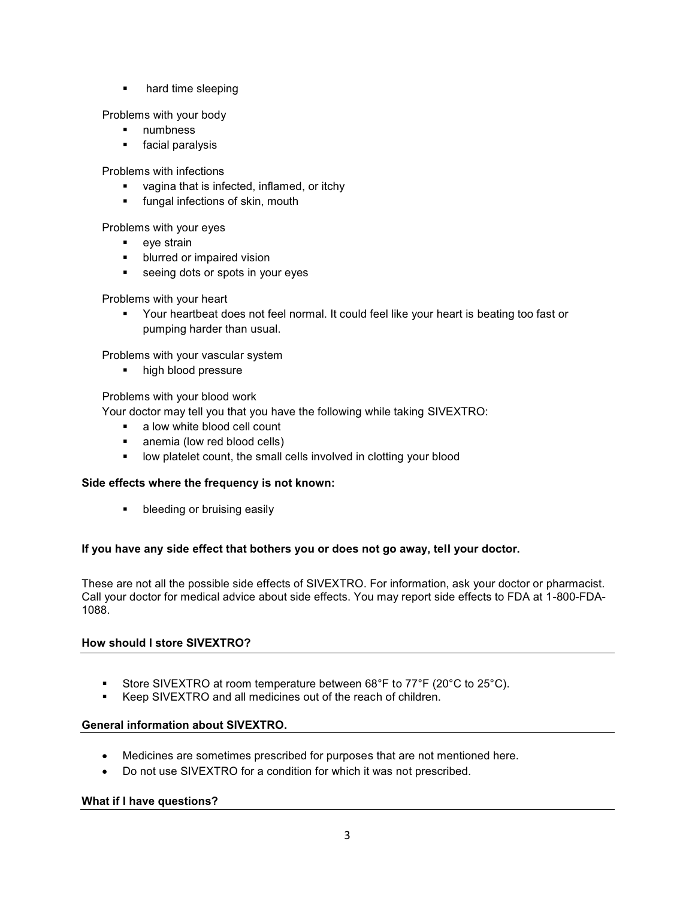- hard time sleeping

Problems with your body

- numbness
- facial paralysis

Problems with infections

- vagina that is infected, inflamed, or itchy
- fungal infections of skin, mouth

Problems with your eyes

- eye strain
- blurred or impaired vision
- seeing dots or spots in your eyes

Problems with your heart

- Your heartbeat does not feel normal. It could feel like your heart is beating too fast or pumping harder than usual.

Problems with your vascular system

- high blood pressure

Problems with your blood work

Your doctor may tell you that you have the following while taking SIVEXTRO:

- a low white blood cell count
- anemia (low red blood cells)
- low platelet count, the small cells involved in clotting your blood

**Side effects where the frequency is not known:**

- bleeding or bruising easily

**If you have any side effect that bothers you or does not go away, tell your doctor.**

These are not all the possible side effects of SIVEXTRO. For information, ask your doctor or pharmacist. Call your doctor for medical advice about side effects. You may report side effects to FDA at 1-800-FDA-1088.

## How should I store SIVEXTRO?

- Store SIVEXTRO at room temperature between 68°F to 77°F (20°C to 25°C).
- Keep SIVEXTRO and all medicines out of the reach of children.

## General information about SIVEXTRO.

- Medicines are sometimes prescribed for purposes that are not mentioned here.
- Do not use SIVEXTRO for a condition for which it was not prescribed.

## What if I have questions?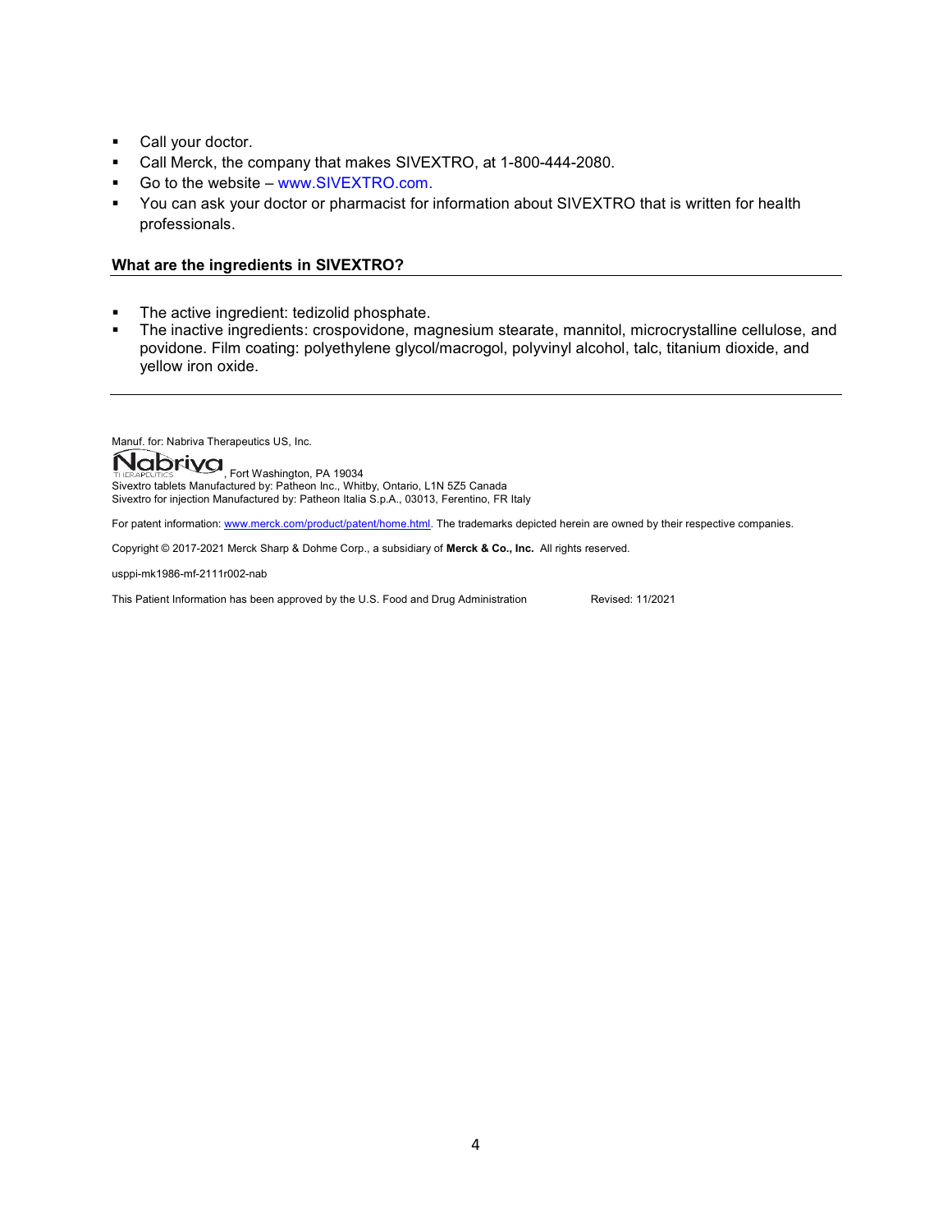- Call your doctor.
- Call Merck, the company that makes SIVEXTRO, at 1-800-444-2080.
- Go to the website – www.SIVEXTRO.com.
- You can ask your doctor or pharmacist for information about SIVEXTRO that is written for health professionals.

**What are the ingredients in SIVEXTRO?**

- The active ingredient: tedizolid phosphate.
- The inactive ingredients: crospovidone, magnesium stearate, mannitol, microcrystalline cellulose, and povidone. Film coating: polyethylene glycol/macrogol, polyvinyl alcohol, talc, titanium dioxide, and yellow iron oxide.

---

Manuf. for: Nabriva Therapeutics US, Inc.
Nabriva Therapeutics, Fort Washington, PA 19034
Sivextro tablets Manufactured by: Patheon Inc., Whitby, Ontario, L1N 5Z5 Canada
Sivextro for injection Manufactured by: Patheon Italia S.p.A., 03013, Ferentino, FR Italy

For patent information: www.merck.com/product/patent/home.html. The trademarks depicted herein are owned by their respective companies.

Copyright © 2017-2021 Merck Sharp & Dohme Corp., a subsidiary of **Merck & Co., Inc.** All rights reserved.

usppi-mk1986-mf-2111r002-nab

This Patient Information has been approved by the U.S. Food and Drug Administration    Revised: 11/2021